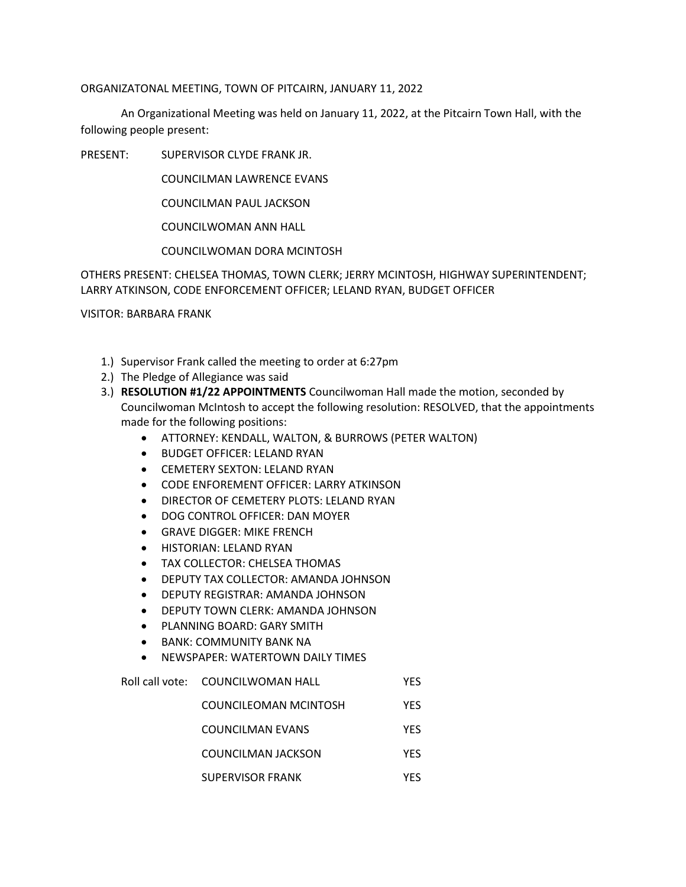ORGANIZATONAL MEETING, TOWN OF PITCAIRN, JANUARY 11, 2022

An Organizational Meeting was held on January 11, 2022, at the Pitcairn Town Hall, with the following people present:

PRESENT: SUPERVISOR CLYDE FRANK JR.

COUNCILMAN LAWRENCE EVANS

COUNCILMAN PAUL JACKSON

COUNCILWOMAN ANN HALL

COUNCILWOMAN DORA MCINTOSH

OTHERS PRESENT: CHELSEA THOMAS, TOWN CLERK; JERRY MCINTOSH, HIGHWAY SUPERINTENDENT; LARRY ATKINSON, CODE ENFORCEMENT OFFICER; LELAND RYAN, BUDGET OFFICER

VISITOR: BARBARA FRANK

1.) Supervisor Frank called the meeting to order at 6:27pm
2.) The Pledge of Allegiance was said
3.) **RESOLUTION #1/22 APPOINTMENTS** Councilwoman Hall made the motion, seconded by Councilwoman McIntosh to accept the following resolution: RESOLVED, that the appointments made for the following positions:
    - ATTORNEY: KENDALL, WALTON, & BURROWS (PETER WALTON)
    - BUDGET OFFICER: LELAND RYAN
    - CEMETERY SEXTON: LELAND RYAN
    - CODE ENFOREMENT OFFICER: LARRY ATKINSON
    - DIRECTOR OF CEMETERY PLOTS: LELAND RYAN
    - DOG CONTROL OFFICER: DAN MOYER
    - GRAVE DIGGER: MIKE FRENCH
    - HISTORIAN: LELAND RYAN
    - TAX COLLECTOR: CHELSEA THOMAS
    - DEPUTY TAX COLLECTOR: AMANDA JOHNSON
    - DEPUTY REGISTRAR: AMANDA JOHNSON
    - DEPUTY TOWN CLERK: AMANDA JOHNSON
    - PLANNING BOARD: GARY SMITH
    - BANK: COMMUNITY BANK NA
    - NEWSPAPER: WATERTOWN DAILY TIMES

| Roll call vote: | | |
|---|---|---|
| | COUNCILWOMAN HALL | YES |
| | COUNCILEOMAN MCINTOSH | YES |
| | COUNCILMAN EVANS | YES |
| | COUNCILMAN JACKSON | YES |
| | SUPERVISOR FRANK | YES |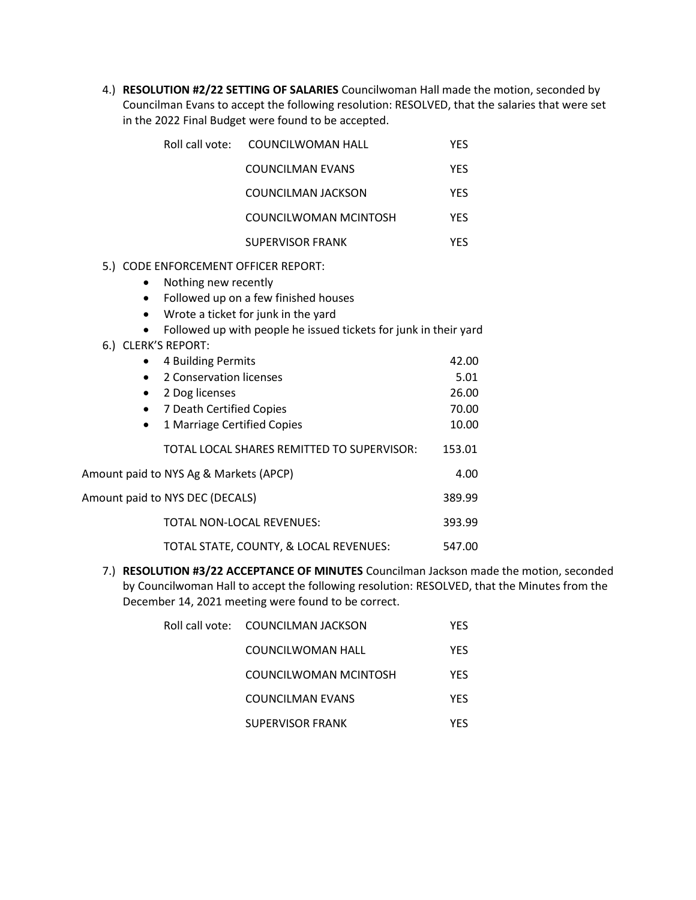4.) **RESOLUTION #2/22 SETTING OF SALARIES** Councilwoman Hall made the motion, seconded by Councilman Evans to accept the following resolution: RESOLVED, that the salaries that were set in the 2022 Final Budget were found to be accepted.

| Roll call vote: | COUNCILWOMAN HALL | YES |
|---|---|---|
| | COUNCILMAN EVANS | YES |
| | COUNCILMAN JACKSON | YES |
| | COUNCILWOMAN MCINTOSH | YES |
| | SUPERVISOR FRANK | YES |

5.) CODE ENFORCEMENT OFFICER REPORT:

- Nothing new recently
- Followed up on a few finished houses
- Wrote a ticket for junk in the yard
- Followed up with people he issued tickets for junk in their yard

6.) CLERK'S REPORT:

| Item | Amount |
|---|---|
| • 4 Building Permits | 42.00 |
| • 2 Conservation licenses | 5.01 |
| • 2 Dog licenses | 26.00 |
| • 7 Death Certified Copies | 70.00 |
| • 1 Marriage Certified Copies | 10.00 |
| TOTAL LOCAL SHARES REMITTED TO SUPERVISOR: | 153.01 |
| Amount paid to NYS Ag & Markets (APCP) | 4.00 |
| Amount paid to NYS DEC (DECALS) | 389.99 |
| TOTAL NON-LOCAL REVENUES: | 393.99 |
| TOTAL STATE, COUNTY, & LOCAL REVENUES: | 547.00 |

7.) **RESOLUTION #3/22 ACCEPTANCE OF MINUTES** Councilman Jackson made the motion, seconded by Councilwoman Hall to accept the following resolution: RESOLVED, that the Minutes from the December 14, 2021 meeting were found to be correct.

| Roll call vote: | COUNCILMAN JACKSON | YES |
|---|---|---|
| | COUNCILWOMAN HALL | YES |
| | COUNCILWOMAN MCINTOSH | YES |
| | COUNCILMAN EVANS | YES |
| | SUPERVISOR FRANK | YES |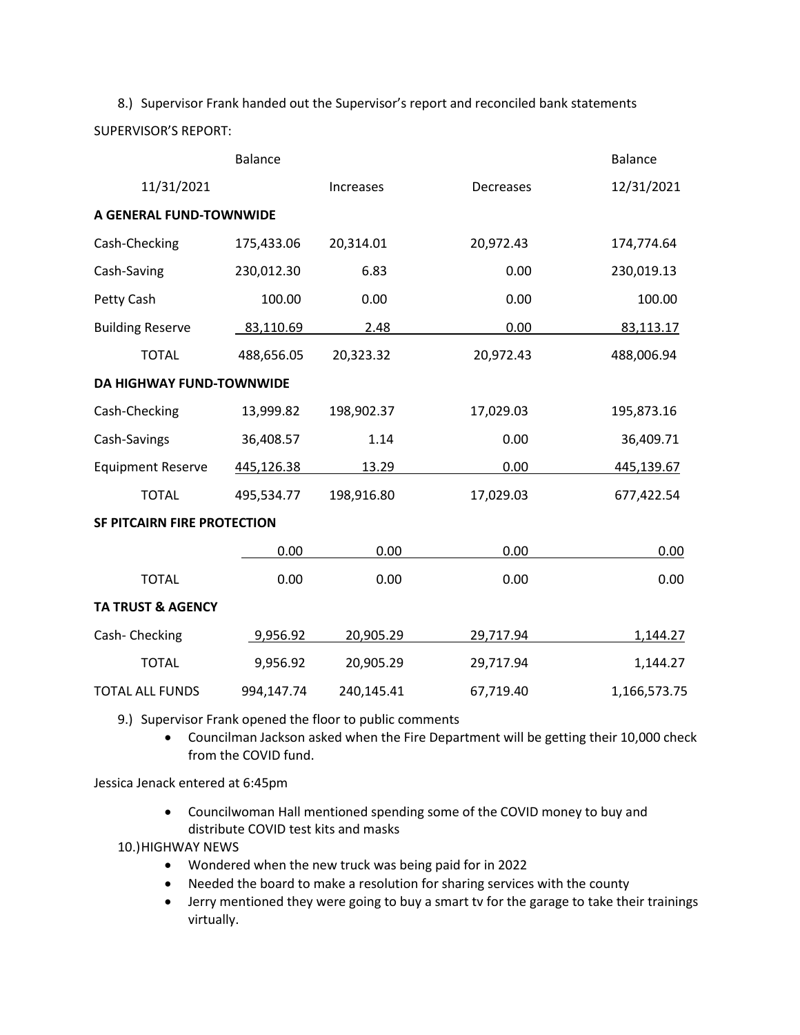8.) Supervisor Frank handed out the Supervisor's report and reconciled bank statements

SUPERVISOR'S REPORT:

| | Balance 11/31/2021 | Increases | Decreases | Balance 12/31/2021 |
|---|---|---|---|---|
| **A GENERAL FUND-TOWNWIDE** | | | | |
| Cash-Checking | 175,433.06 | 20,314.01 | 20,972.43 | 174,774.64 |
| Cash-Saving | 230,012.30 | 6.83 | 0.00 | 230,019.13 |
| Petty Cash | 100.00 | 0.00 | 0.00 | 100.00 |
| Building Reserve | 83,110.69 | 2.48 | 0.00 | 83,113.17 |
| TOTAL | 488,656.05 | 20,323.32 | 20,972.43 | 488,006.94 |
| **DA HIGHWAY FUND-TOWNWIDE** | | | | |
| Cash-Checking | 13,999.82 | 198,902.37 | 17,029.03 | 195,873.16 |
| Cash-Savings | 36,408.57 | 1.14 | 0.00 | 36,409.71 |
| Equipment Reserve | 445,126.38 | 13.29 | 0.00 | 445,139.67 |
| TOTAL | 495,534.77 | 198,916.80 | 17,029.03 | 677,422.54 |
| **SF PITCAIRN FIRE PROTECTION** | | | | |
| | 0.00 | 0.00 | 0.00 | 0.00 |
| TOTAL | 0.00 | 0.00 | 0.00 | 0.00 |
| **TA TRUST & AGENCY** | | | | |
| Cash- Checking | 9,956.92 | 20,905.29 | 29,717.94 | 1,144.27 |
| TOTAL | 9,956.92 | 20,905.29 | 29,717.94 | 1,144.27 |
| TOTAL ALL FUNDS | 994,147.74 | 240,145.41 | 67,719.40 | 1,166,573.75 |

9.) Supervisor Frank opened the floor to public comments

- Councilman Jackson asked when the Fire Department will be getting their 10,000 check from the COVID fund.

Jessica Jenack entered at 6:45pm

- Councilwoman Hall mentioned spending some of the COVID money to buy and distribute COVID test kits and masks

10.) HIGHWAY NEWS

- Wondered when the new truck was being paid for in 2022
- Needed the board to make a resolution for sharing services with the county
- Jerry mentioned they were going to buy a smart tv for the garage to take their trainings virtually.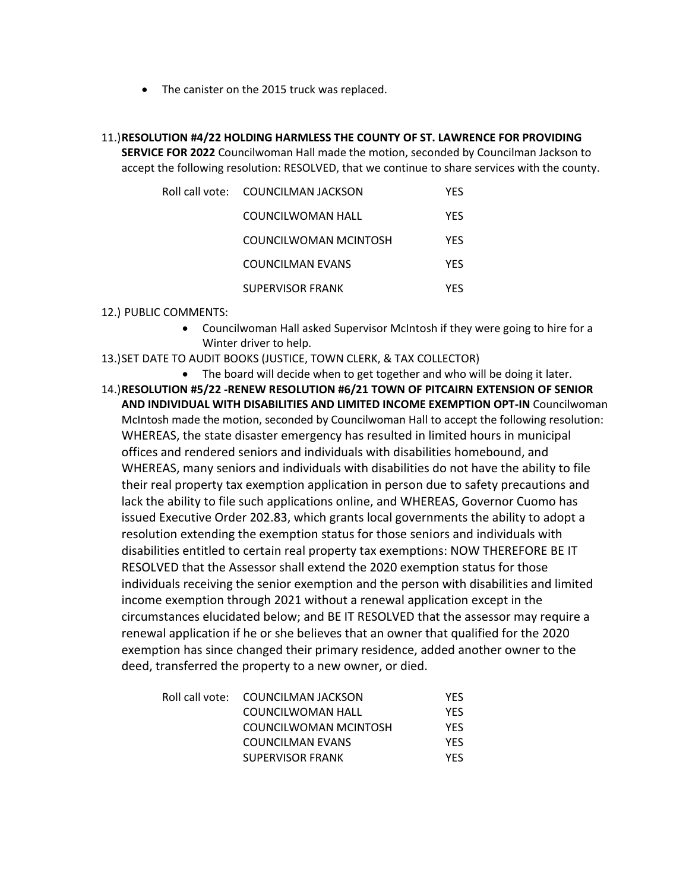- The canister on the 2015 truck was replaced.

11.) **RESOLUTION #4/22 HOLDING HARMLESS THE COUNTY OF ST. LAWRENCE FOR PROVIDING SERVICE FOR 2022** Councilwoman Hall made the motion, seconded by Councilman Jackson to accept the following resolution: RESOLVED, that we continue to share services with the county.

| Roll call vote: | COUNCILMAN JACKSON | YES |
|---|---|---|
| | COUNCILWOMAN HALL | YES |
| | COUNCILWOMAN MCINTOSH | YES |
| | COUNCILMAN EVANS | YES |
| | SUPERVISOR FRANK | YES |

12.) PUBLIC COMMENTS:

- Councilwoman Hall asked Supervisor McIntosh if they were going to hire for a Winter driver to help.

13.) SET DATE TO AUDIT BOOKS (JUSTICE, TOWN CLERK, & TAX COLLECTOR)

- The board will decide when to get together and who will be doing it later.

14.) **RESOLUTION #5/22 -RENEW RESOLUTION #6/21 TOWN OF PITCAIRN EXTENSION OF SENIOR AND INDIVIDUAL WITH DISABILITIES AND LIMITED INCOME EXEMPTION OPT-IN** Councilwoman McIntosh made the motion, seconded by Councilwoman Hall to accept the following resolution: WHEREAS, the state disaster emergency has resulted in limited hours in municipal offices and rendered seniors and individuals with disabilities homebound, and WHEREAS, many seniors and individuals with disabilities do not have the ability to file their real property tax exemption application in person due to safety precautions and lack the ability to file such applications online, and WHEREAS, Governor Cuomo has issued Executive Order 202.83, which grants local governments the ability to adopt a resolution extending the exemption status for those seniors and individuals with disabilities entitled to certain real property tax exemptions: NOW THEREFORE BE IT RESOLVED that the Assessor shall extend the 2020 exemption status for those individuals receiving the senior exemption and the person with disabilities and limited income exemption through 2021 without a renewal application except in the circumstances elucidated below; and BE IT RESOLVED that the assessor may require a renewal application if he or she believes that an owner that qualified for the 2020 exemption has since changed their primary residence, added another owner to the deed, transferred the property to a new owner, or died.

| Roll call vote: | COUNCILMAN JACKSON | YES |
|---|---|---|
| | COUNCILWOMAN HALL | YES |
| | COUNCILWOMAN MCINTOSH | YES |
| | COUNCILMAN EVANS | YES |
| | SUPERVISOR FRANK | YES |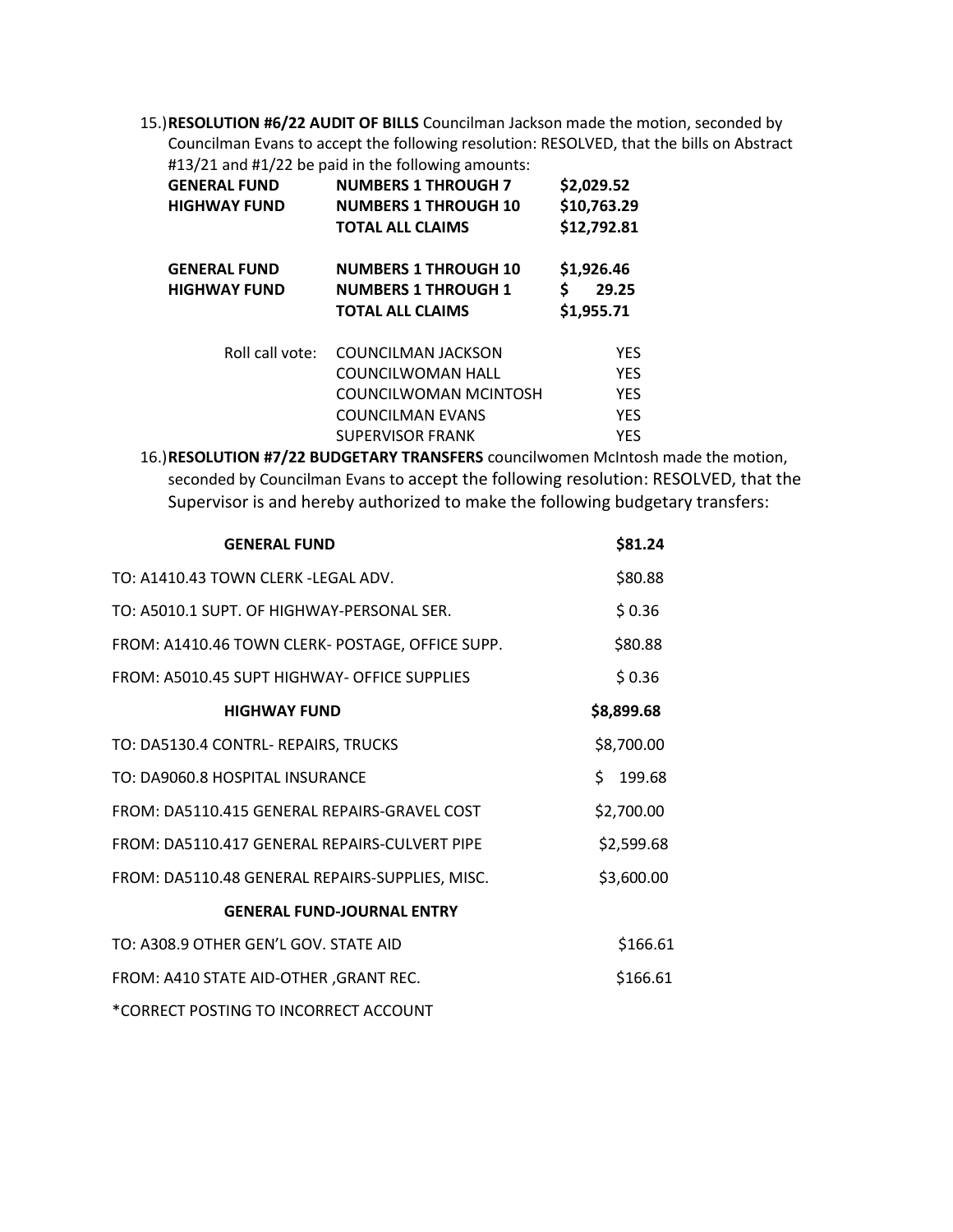15.) **RESOLUTION #6/22 AUDIT OF BILLS** Councilman Jackson made the motion, seconded by Councilman Evans to accept the following resolution: RESOLVED, that the bills on Abstract #13/21 and #1/22 be paid in the following amounts:

| | | |
|---|---|---|
| **GENERAL FUND** | **NUMBERS 1 THROUGH 7** | **$2,029.52** |
| **HIGHWAY FUND** | **NUMBERS 1 THROUGH 10** | **$10,763.29** |
| | **TOTAL ALL CLAIMS** | **$12,792.81** |
| | | |
| **GENERAL FUND** | **NUMBERS 1 THROUGH 10** | **$1,926.46** |
| **HIGHWAY FUND** | **NUMBERS 1 THROUGH 1** | **$ 29.25** |
| | **TOTAL ALL CLAIMS** | **$1,955.71** |

| | | |
|---|---|---|
| Roll call vote: | COUNCILMAN JACKSON | YES |
| | COUNCILWOMAN HALL | YES |
| | COUNCILWOMAN MCINTOSH | YES |
| | COUNCILMAN EVANS | YES |
| | SUPERVISOR FRANK | YES |

16.) **RESOLUTION #7/22 BUDGETARY TRANSFERS** councilwomen McIntosh made the motion, seconded by Councilman Evans to accept the following resolution: RESOLVED, that the Supervisor is and hereby authorized to make the following budgetary transfers:

| | |
|---|---|
| **GENERAL FUND** | **$81.24** |
| TO: A1410.43 TOWN CLERK -LEGAL ADV. | $80.88 |
| TO: A5010.1 SUPT. OF HIGHWAY-PERSONAL SER. | $ 0.36 |
| FROM: A1410.46 TOWN CLERK- POSTAGE, OFFICE SUPP. | $80.88 |
| FROM: A5010.45 SUPT HIGHWAY- OFFICE SUPPLIES | $ 0.36 |
| **HIGHWAY FUND** | **$8,899.68** |
| TO: DA5130.4 CONTRL- REPAIRS, TRUCKS | $8,700.00 |
| TO: DA9060.8 HOSPITAL INSURANCE | $ 199.68 |
| FROM: DA5110.415 GENERAL REPAIRS-GRAVEL COST | $2,700.00 |
| FROM: DA5110.417 GENERAL REPAIRS-CULVERT PIPE | $2,599.68 |
| FROM: DA5110.48 GENERAL REPAIRS-SUPPLIES, MISC. | $3,600.00 |
| **GENERAL FUND-JOURNAL ENTRY** | |
| TO: A308.9 OTHER GEN'L GOV. STATE AID | $166.61 |
| FROM: A410 STATE AID-OTHER ,GRANT REC. | $166.61 |

*CORRECT POSTING TO INCORRECT ACCOUNT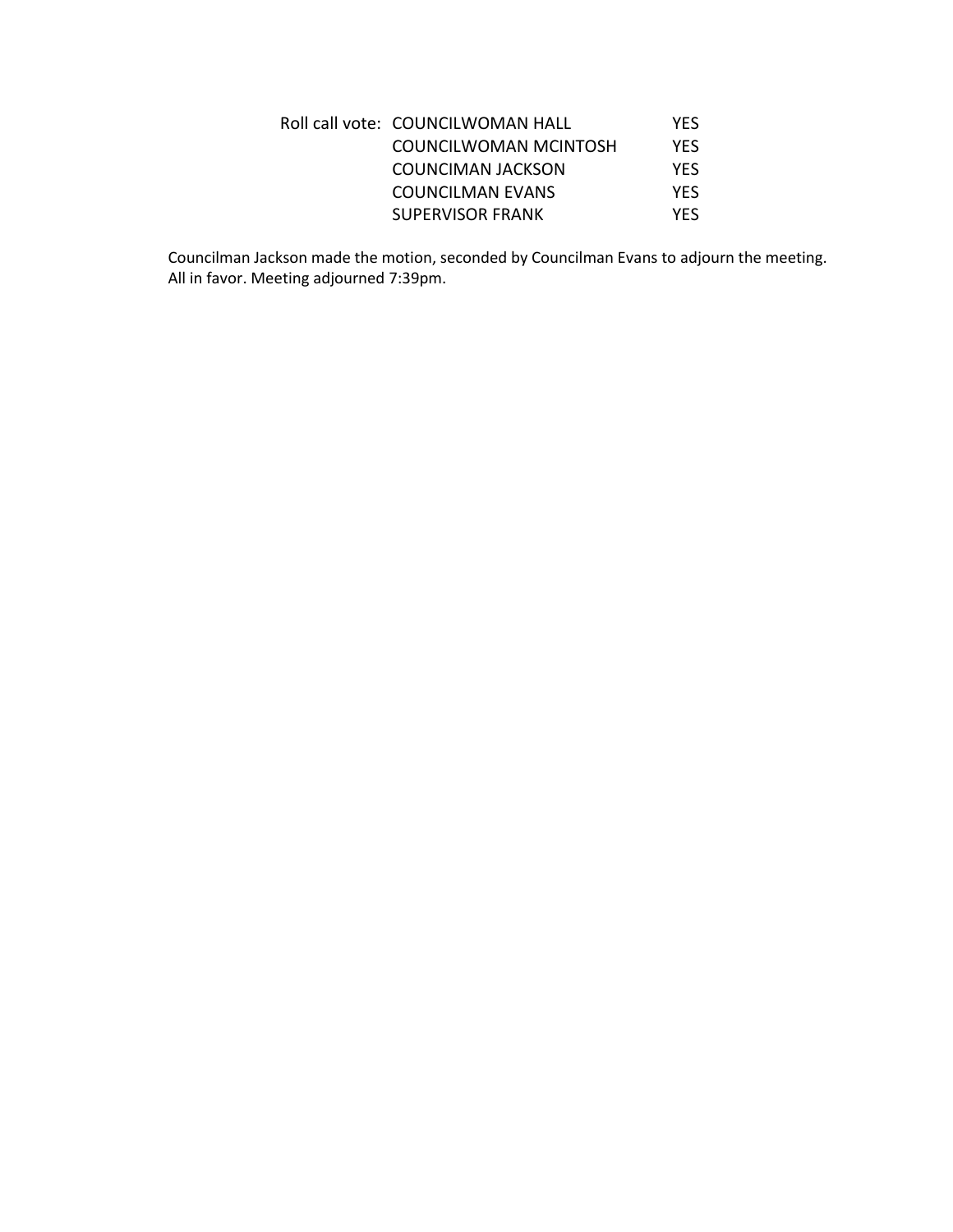| | | |
|---|---|---|
| Roll call vote: | COUNCILWOMAN HALL | YES |
| | COUNCILWOMAN MCINTOSH | YES |
| | COUNCIMAN JACKSON | YES |
| | COUNCILMAN EVANS | YES |
| | SUPERVISOR FRANK | YES |

Councilman Jackson made the motion, seconded by Councilman Evans to adjourn the meeting. All in favor. Meeting adjourned 7:39pm.